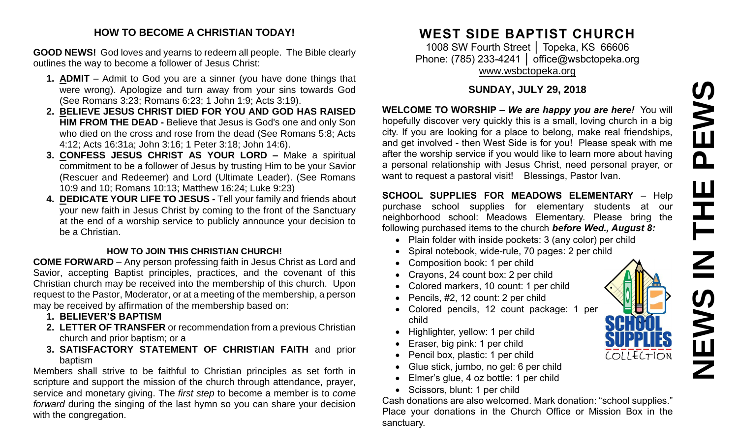## HOW TO BECOME A CHRISTIAN TODAY!

**GOOD NEWS!** God loves and yearns to redeem all people. The Bible clearly outlines the way to become a follower of Jesus Christ:

1. **ADMIT** – Admit to God you are a sinner (you have done things that were wrong). Apologize and turn away from your sins towards God (See Romans 3:23; Romans 6:23; 1 John 1:9; Acts 3:19).
2. **BELIEVE JESUS CHRIST DIED FOR YOU AND GOD HAS RAISED HIM FROM THE DEAD -** Believe that Jesus is God's one and only Son who died on the cross and rose from the dead (See Romans 5:8; Acts 4:12; Acts 16:31a; John 3:16; 1 Peter 3:18; John 14:6).
3. **CONFESS JESUS CHRIST AS YOUR LORD –** Make a spiritual commitment to be a follower of Jesus by trusting Him to be your Savior (Rescuer and Redeemer) and Lord (Ultimate Leader). (See Romans 10:9 and 10; Romans 10:13; Matthew 16:24; Luke 9:23)
4. **DEDICATE YOUR LIFE TO JESUS -** Tell your family and friends about your new faith in Jesus Christ by coming to the front of the Sanctuary at the end of a worship service to publicly announce your decision to be a Christian.

### HOW TO JOIN THIS CHRISTIAN CHURCH!

**COME FORWARD** – Any person professing faith in Jesus Christ as Lord and Savior, accepting Baptist principles, practices, and the covenant of this Christian church may be received into the membership of this church. Upon request to the Pastor, Moderator, or at a meeting of the membership, a person may be received by affirmation of the membership based on:

1. **BELIEVER'S BAPTISM**
2. **LETTER OF TRANSFER** or recommendation from a previous Christian church and prior baptism; or a
3. **SATISFACTORY STATEMENT OF CHRISTIAN FAITH** and prior baptism

Members shall strive to be faithful to Christian principles as set forth in scripture and support the mission of the church through attendance, prayer, service and monetary giving. The *first step* to become a member is to *come forward* during the singing of the last hymn so you can share your decision with the congregation.

# WEST SIDE BAPTIST CHURCH

1008 SW Fourth Street │ Topeka, KS 66606
Phone: (785) 233-4241 │ office@wsbctopeka.org
www.wsbctopeka.org

### SUNDAY, JULY 29, 2018

**WELCOME TO WORSHIP –** ***We are happy you are here!*** You will hopefully discover very quickly this is a small, loving church in a big city. If you are looking for a place to belong, make real friendships, and get involved - then West Side is for you! Please speak with me after the worship service if you would like to learn more about having a personal relationship with Jesus Christ, need personal prayer, or want to request a pastoral visit! Blessings, Pastor Ivan.

**SCHOOL SUPPLIES FOR MEADOWS ELEMENTARY** – Help purchase school supplies for elementary students at our neighborhood school: Meadows Elementary. Please bring the following purchased items to the church ***before Wed., August 8:***

- Plain folder with inside pockets: 3 (any color) per child
- Spiral notebook, wide-rule, 70 pages: 2 per child
- Composition book: 1 per child
- Crayons, 24 count box: 2 per child
- Colored markers, 10 count: 1 per child
- Pencils, #2, 12 count: 2 per child
- Colored pencils, 12 count package: 1 per child
- Highlighter, yellow: 1 per child
- Eraser, big pink: 1 per child
- Pencil box, plastic: 1 per child
- Glue stick, jumbo, no gel: 6 per child
- Elmer's glue, 4 oz bottle: 1 per child
- Scissors, blunt: 1 per child

Cash donations are also welcomed. Mark donation: "school supplies." Place your donations in the Church Office or Mission Box in the sanctuary.

# NEWS IN THE PEWS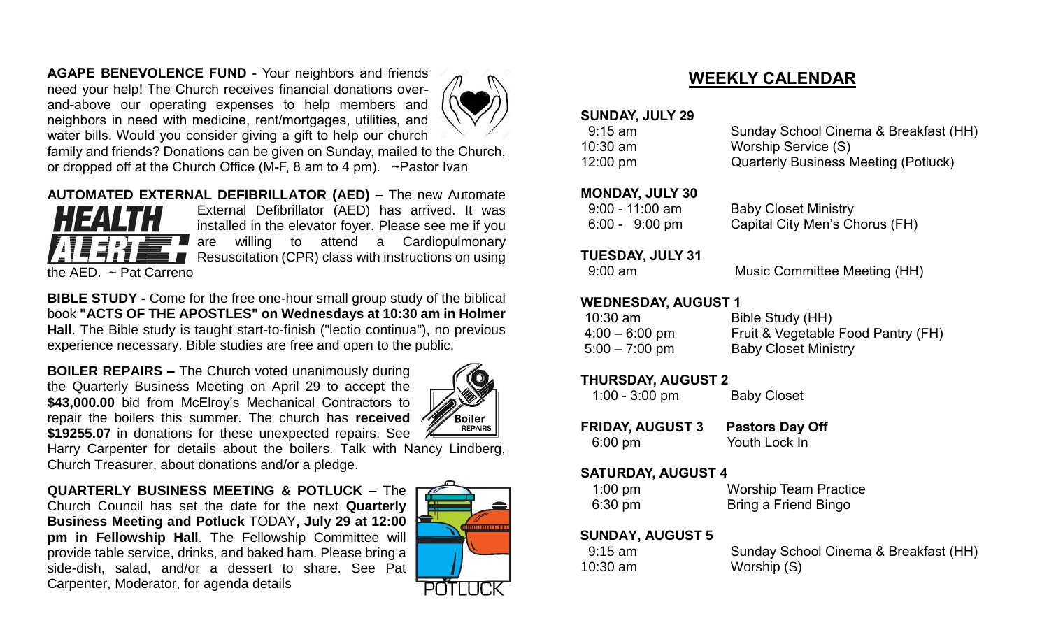**AGAPE BENEVOLENCE FUND** - Your neighbors and friends need your help! The Church receives financial donations over-and-above our operating expenses to help members and neighbors in need with medicine, rent/mortgages, utilities, and water bills. Would you consider giving a gift to help our church family and friends? Donations can be given on Sunday, mailed to the Church, or dropped off at the Church Office (M-F, 8 am to 4 pm). ~Pastor Ivan

**AUTOMATED EXTERNAL DEFIBRILLATOR (AED) –** The new Automate External Defibrillator (AED) has arrived. It was installed in the elevator foyer. Please see me if you are willing to attend a Cardiopulmonary Resuscitation (CPR) class with instructions on using the AED. ~ Pat Carreno

**BIBLE STUDY -** Come for the free one-hour small group study of the biblical book **"ACTS OF THE APOSTLES" on Wednesdays at 10:30 am in Holmer Hall**. The Bible study is taught start-to-finish ("lectio continua"), no previous experience necessary. Bible studies are free and open to the public.

**BOILER REPAIRS –** The Church voted unanimously during the Quarterly Business Meeting on April 29 to accept the **$43,000.00** bid from McElroy's Mechanical Contractors to repair the boilers this summer. The church has **received $19255.07** in donations for these unexpected repairs. See Harry Carpenter for details about the boilers. Talk with Nancy Lindberg, Church Treasurer, about donations and/or a pledge.

**QUARTERLY BUSINESS MEETING & POTLUCK –** The Church Council has set the date for the next **Quarterly Business Meeting and Potluck** TODAY**, July 29 at 12:00 pm in Fellowship Hall**. The Fellowship Committee will provide table service, drinks, and baked ham. Please bring a side-dish, salad, and/or a dessert to share. See Pat Carpenter, Moderator, for agenda details

## WEEKLY CALENDAR

**SUNDAY, JULY 29**

| | |
|---|---|
| 9:15 am | Sunday School Cinema & Breakfast (HH) |
| 10:30 am | Worship Service (S) |
| 12:00 pm | Quarterly Business Meeting (Potluck) |

**MONDAY, JULY 30**

| | |
|---|---|
| 9:00 - 11:00 am | Baby Closet Ministry |
| 6:00 - 9:00 pm | Capital City Men's Chorus (FH) |

**TUESDAY, JULY 31**

| | |
|---|---|
| 9:00 am | Music Committee Meeting (HH) |

**WEDNESDAY, AUGUST 1**

| | |
|---|---|
| 10:30 am | Bible Study (HH) |
| 4:00 – 6:00 pm | Fruit & Vegetable Food Pantry (FH) |
| 5:00 – 7:00 pm | Baby Closet Ministry |

**THURSDAY, AUGUST 2**

| | |
|---|---|
| 1:00 - 3:00 pm | Baby Closet |

**FRIDAY, AUGUST 3** **Pastors Day Off**

| | |
|---|---|
| 6:00 pm | Youth Lock In |

**SATURDAY, AUGUST 4**

| | |
|---|---|
| 1:00 pm | Worship Team Practice |
| 6:30 pm | Bring a Friend Bingo |

**SUNDAY, AUGUST 5**

| | |
|---|---|
| 9:15 am | Sunday School Cinema & Breakfast (HH) |
| 10:30 am | Worship (S) |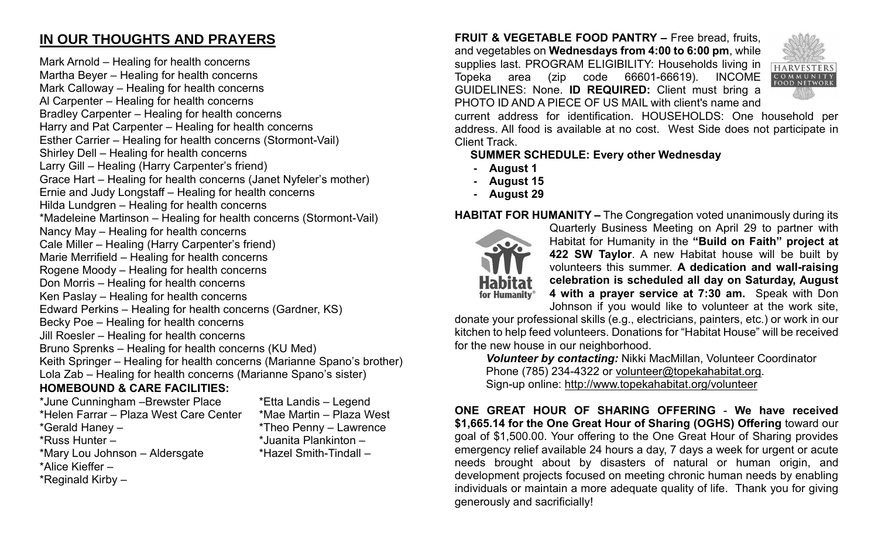## IN OUR THOUGHTS AND PRAYERS

Mark Arnold – Healing for health concerns
Martha Beyer – Healing for health concerns
Mark Calloway – Healing for health concerns
Al Carpenter – Healing for health concerns
Bradley Carpenter – Healing for health concerns
Harry and Pat Carpenter – Healing for health concerns
Esther Carrier – Healing for health concerns (Stormont-Vail)
Shirley Dell – Healing for health concerns
Larry Gill – Healing (Harry Carpenter's friend)
Grace Hart – Healing for health concerns (Janet Nyfeler's mother)
Ernie and Judy Longstaff – Healing for health concerns
Hilda Lundgren – Healing for health concerns
*Madeleine Martinson – Healing for health concerns (Stormont-Vail)
Nancy May – Healing for health concerns
Cale Miller – Healing (Harry Carpenter's friend)
Marie Merrifield – Healing for health concerns
Rogene Moody – Healing for health concerns
Don Morris – Healing for health concerns
Ken Paslay – Healing for health concerns
Edward Perkins – Healing for health concerns (Gardner, KS)
Becky Poe – Healing for health concerns
Jill Roesler – Healing for health concerns
Bruno Sprenks – Healing for health concerns (KU Med)
Keith Springer – Healing for health concerns (Marianne Spano's brother)
Lola Zab – Healing for health concerns (Marianne Spano's sister)

**HOMEBOUND & CARE FACILITIES:**

*June Cunningham –Brewster Place
*Helen Farrar – Plaza West Care Center
*Gerald Haney –
*Russ Hunter –
*Mary Lou Johnson – Aldersgate
*Alice Kieffer –
*Reginald Kirby –
*Etta Landis – Legend
*Mae Martin – Plaza West
*Theo Penny – Lawrence
*Juanita Plankinton –
*Hazel Smith-Tindall –

**FRUIT & VEGETABLE FOOD PANTRY –** Free bread, fruits, and vegetables on **Wednesdays from 4:00 to 6:00 pm**, while supplies last. PROGRAM ELIGIBILITY: Households living in Topeka area (zip code 66601-66619). INCOME GUIDELINES: None. **ID REQUIRED:** Client must bring a PHOTO ID AND A PIECE OF US MAIL with client's name and current address for identification. HOUSEHOLDS: One household per address. All food is available at no cost. West Side does not participate in Client Track.

**SUMMER SCHEDULE: Every other Wednesday**

- **August 1**
- **August 15**
- **August 29**

**HABITAT FOR HUMANITY –** The Congregation voted unanimously during its Quarterly Business Meeting on April 29 to partner with Habitat for Humanity in the **"Build on Faith" project at 422 SW Taylor**. A new Habitat house will be built by volunteers this summer. **A dedication and wall-raising celebration is scheduled all day on Saturday, August 4 with a prayer service at 7:30 am.** Speak with Don Johnson if you would like to volunteer at the work site, donate your professional skills (e.g., electricians, painters, etc.) or work in our kitchen to help feed volunteers. Donations for "Habitat House" will be received for the new house in our neighborhood.

***Volunteer by contacting:*** Nikki MacMillan, Volunteer Coordinator
Phone (785) 234-4322 or volunteer@topekahabitat.org.
Sign-up online: http://www.topekahabitat.org/volunteer

**ONE GREAT HOUR OF SHARING OFFERING** - **We have received $1,665.14 for the One Great Hour of Sharing (OGHS) Offering** toward our goal of $1,500.00. Your offering to the One Great Hour of Sharing provides emergency relief available 24 hours a day, 7 days a week for urgent or acute needs brought about by disasters of natural or human origin, and development projects focused on meeting chronic human needs by enabling individuals or maintain a more adequate quality of life. Thank you for giving generously and sacrificially!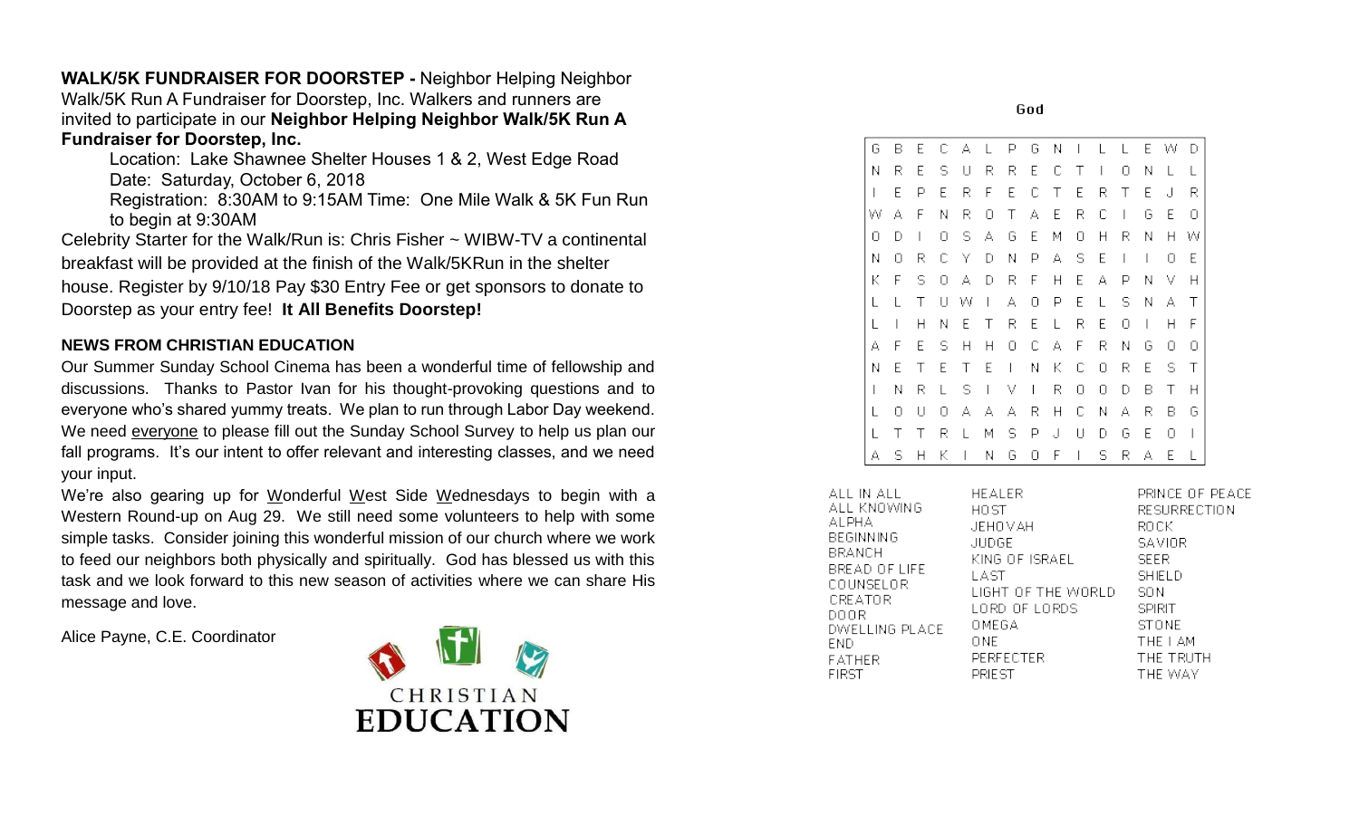**WALK/5K FUNDRAISER FOR DOORSTEP -** Neighbor Helping Neighbor Walk/5K Run A Fundraiser for Doorstep, Inc. Walkers and runners are invited to participate in our **Neighbor Helping Neighbor Walk/5K Run A Fundraiser for Doorstep, Inc.**

Location: Lake Shawnee Shelter Houses 1 & 2, West Edge Road
Date: Saturday, October 6, 2018
Registration: 8:30AM to 9:15AM Time: One Mile Walk & 5K Fun Run to begin at 9:30AM

Celebrity Starter for the Walk/Run is: Chris Fisher ~ WIBW-TV a continental breakfast will be provided at the finish of the Walk/5KRun in the shelter house. Register by 9/10/18 Pay $30 Entry Fee or get sponsors to donate to Doorstep as your entry fee! **It All Benefits Doorstep!**

**NEWS FROM CHRISTIAN EDUCATION**

Our Summer Sunday School Cinema has been a wonderful time of fellowship and discussions. Thanks to Pastor Ivan for his thought-provoking questions and to everyone who's shared yummy treats. We plan to run through Labor Day weekend. We need everyone to please fill out the Sunday School Survey to help us plan our fall programs. It's our intent to offer relevant and interesting classes, and we need your input.

We're also gearing up for Wonderful West Side Wednesdays to begin with a Western Round-up on Aug 29. We still need some volunteers to help with some simple tasks. Consider joining this wonderful mission of our church where we work to feed our neighbors both physically and spiritually. God has blessed us with this task and we look forward to this new season of activities where we can share His message and love.

Alice Payne, C.E. Coordinator

CHRISTIAN EDUCATION

**God**

| | | | | | | | | | | | | | | |
|---|---|---|---|---|---|---|---|---|---|---|---|---|---|---|
| G | B | E | C | A | L | P | G | N | I | L | L | E | W | D |
| N | R | E | S | U | R | R | E | C | T | I | O | N | L | L |
| I | E | P | E | R | F | E | C | T | E | R | T | E | J | R |
| W | A | F | N | R | O | T | A | E | R | C | I | G | E | O |
| O | D | I | O | S | A | G | E | M | O | H | R | N | H | W |
| N | O | R | C | Y | D | N | P | A | S | E | I | I | O | E |
| K | F | S | O | A | D | R | F | H | E | A | P | N | V | H |
| L | L | T | U | W | I | A | O | P | E | L | S | N | A | T |
| L | I | H | N | E | T | R | E | L | R | E | O | I | H | F |
| A | F | E | S | H | H | O | C | A | F | R | N | G | O | O |
| N | E | T | E | T | E | I | N | K | C | O | R | E | S | T |
| I | N | R | L | S | I | V | I | R | O | O | D | B | T | H |
| L | O | U | O | A | A | A | R | H | C | N | A | R | B | G |
| L | T | T | R | L | M | S | P | J | U | D | G | E | O | I |
| A | S | H | K | I | N | G | O | F | I | S | R | A | E | L |

ALL IN ALL
ALL KNOWING
ALPHA
BEGINNING
BRANCH
BREAD OF LIFE
COUNSELOR
CREATOR
DOOR
DWELLING PLACE
END
FATHER
FIRST
HEALER
HOST
JEHOVAH
JUDGE
KING OF ISRAEL
LAST
LIGHT OF THE WORLD
LORD OF LORDS
OMEGA
ONE
PERFECTER
PRIEST
PRINCE OF PEACE
RESURRECTION
ROCK
SAVIOR
SEER
SHIELD
SON
SPIRIT
STONE
THE I AM
THE TRUTH
THE WAY